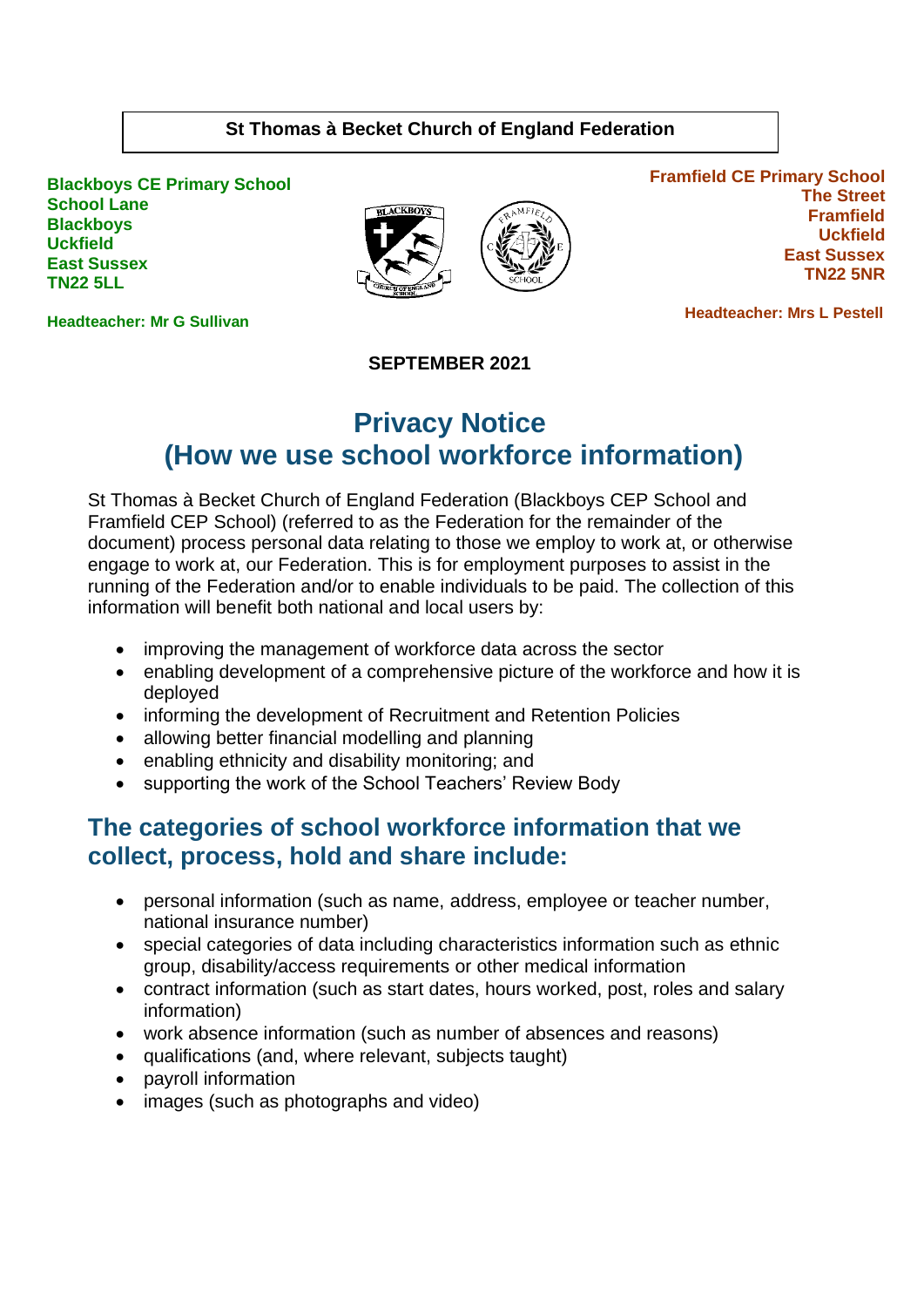**St Thomas à Becket Church of England Federation**

**Blackboys CE Primary School**
**School Lane**
**Blackboys**
**Uckfield**
**East Sussex**
**TN22 5LL**

**Headteacher: Mr G Sullivan**

**Framfield CE Primary School**
**The Street**
**Framfield**
**Uckfield**
**East Sussex**
**TN22 5NR**

**Headteacher: Mrs L Pestell**

**SEPTEMBER 2021**

# Privacy Notice (How we use school workforce information)

St Thomas à Becket Church of England Federation (Blackboys CEP School and Framfield CEP School) (referred to as the Federation for the remainder of the document) process personal data relating to those we employ to work at, or otherwise engage to work at, our Federation. This is for employment purposes to assist in the running of the Federation and/or to enable individuals to be paid. The collection of this information will benefit both national and local users by:

- improving the management of workforce data across the sector
- enabling development of a comprehensive picture of the workforce and how it is deployed
- informing the development of Recruitment and Retention Policies
- allowing better financial modelling and planning
- enabling ethnicity and disability monitoring; and
- supporting the work of the School Teachers' Review Body

## The categories of school workforce information that we collect, process, hold and share include:

- personal information (such as name, address, employee or teacher number, national insurance number)
- special categories of data including characteristics information such as ethnic group, disability/access requirements or other medical information
- contract information (such as start dates, hours worked, post, roles and salary information)
- work absence information (such as number of absences and reasons)
- qualifications (and, where relevant, subjects taught)
- payroll information
- images (such as photographs and video)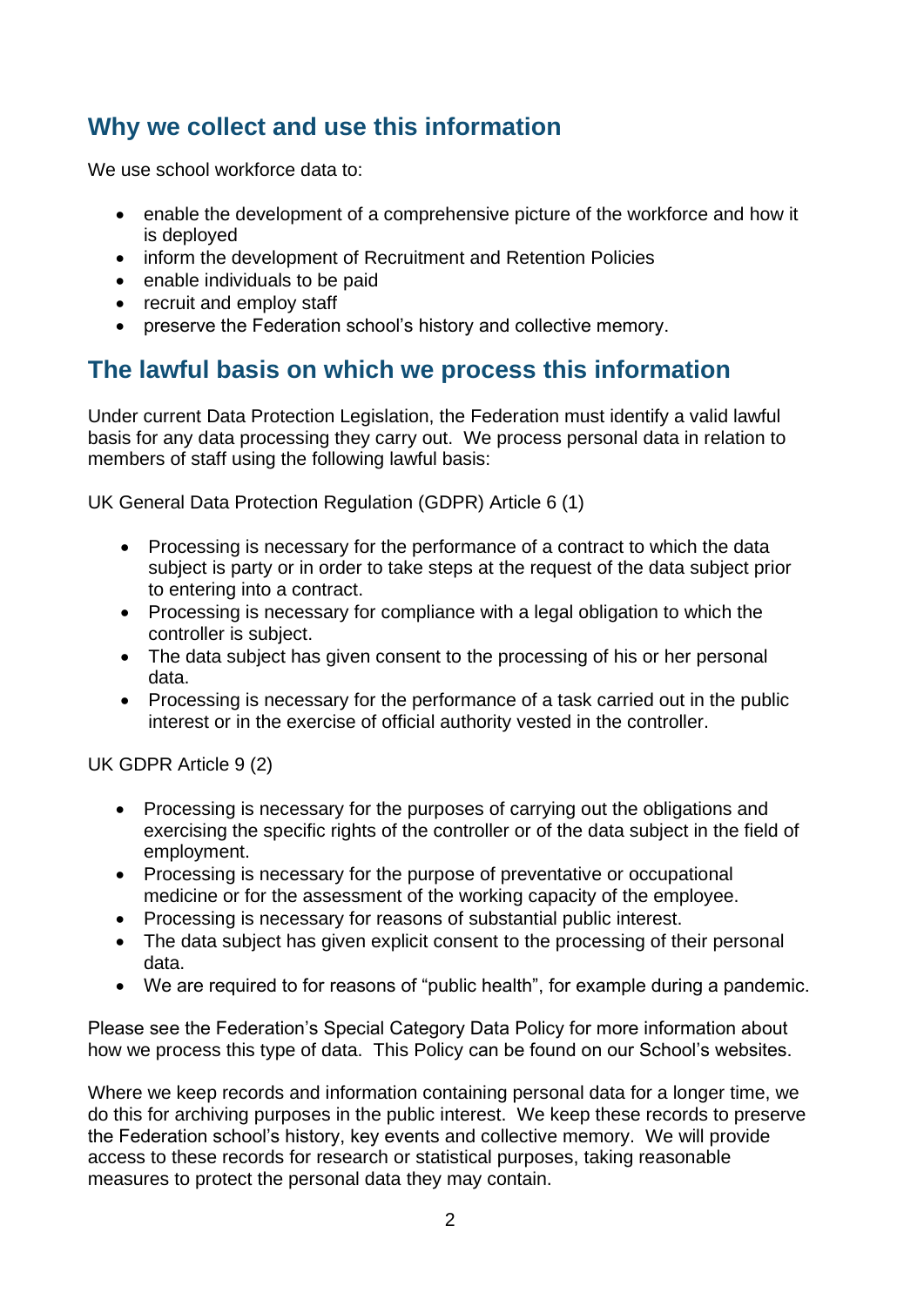## Why we collect and use this information

We use school workforce data to:

- enable the development of a comprehensive picture of the workforce and how it is deployed
- inform the development of Recruitment and Retention Policies
- enable individuals to be paid
- recruit and employ staff
- preserve the Federation school's history and collective memory.

## The lawful basis on which we process this information

Under current Data Protection Legislation, the Federation must identify a valid lawful basis for any data processing they carry out. We process personal data in relation to members of staff using the following lawful basis:

UK General Data Protection Regulation (GDPR) Article 6 (1)

- Processing is necessary for the performance of a contract to which the data subject is party or in order to take steps at the request of the data subject prior to entering into a contract.
- Processing is necessary for compliance with a legal obligation to which the controller is subject.
- The data subject has given consent to the processing of his or her personal data.
- Processing is necessary for the performance of a task carried out in the public interest or in the exercise of official authority vested in the controller.

UK GDPR Article 9 (2)

- Processing is necessary for the purposes of carrying out the obligations and exercising the specific rights of the controller or of the data subject in the field of employment.
- Processing is necessary for the purpose of preventative or occupational medicine or for the assessment of the working capacity of the employee.
- Processing is necessary for reasons of substantial public interest.
- The data subject has given explicit consent to the processing of their personal data.
- We are required to for reasons of "public health", for example during a pandemic.

Please see the Federation's Special Category Data Policy for more information about how we process this type of data. This Policy can be found on our School's websites.

Where we keep records and information containing personal data for a longer time, we do this for archiving purposes in the public interest. We keep these records to preserve the Federation school's history, key events and collective memory. We will provide access to these records for research or statistical purposes, taking reasonable measures to protect the personal data they may contain.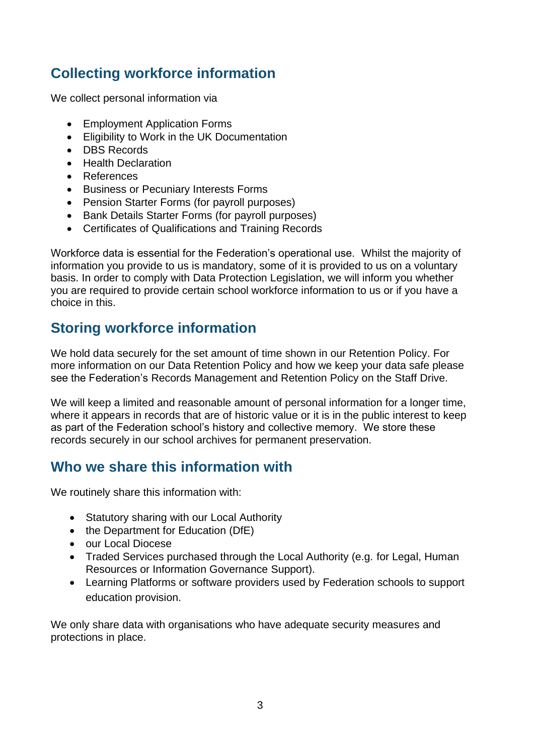## Collecting workforce information

We collect personal information via

- Employment Application Forms
- Eligibility to Work in the UK Documentation
- DBS Records
- Health Declaration
- References
- Business or Pecuniary Interests Forms
- Pension Starter Forms (for payroll purposes)
- Bank Details Starter Forms (for payroll purposes)
- Certificates of Qualifications and Training Records

Workforce data is essential for the Federation's operational use. Whilst the majority of information you provide to us is mandatory, some of it is provided to us on a voluntary basis. In order to comply with Data Protection Legislation, we will inform you whether you are required to provide certain school workforce information to us or if you have a choice in this.

## Storing workforce information

We hold data securely for the set amount of time shown in our Retention Policy. For more information on our Data Retention Policy and how we keep your data safe please see the Federation's Records Management and Retention Policy on the Staff Drive.

We will keep a limited and reasonable amount of personal information for a longer time, where it appears in records that are of historic value or it is in the public interest to keep as part of the Federation school's history and collective memory. We store these records securely in our school archives for permanent preservation.

## Who we share this information with

We routinely share this information with:

- Statutory sharing with our Local Authority
- the Department for Education (DfE)
- our Local Diocese
- Traded Services purchased through the Local Authority (e.g. for Legal, Human Resources or Information Governance Support).
- Learning Platforms or software providers used by Federation schools to support education provision.

We only share data with organisations who have adequate security measures and protections in place.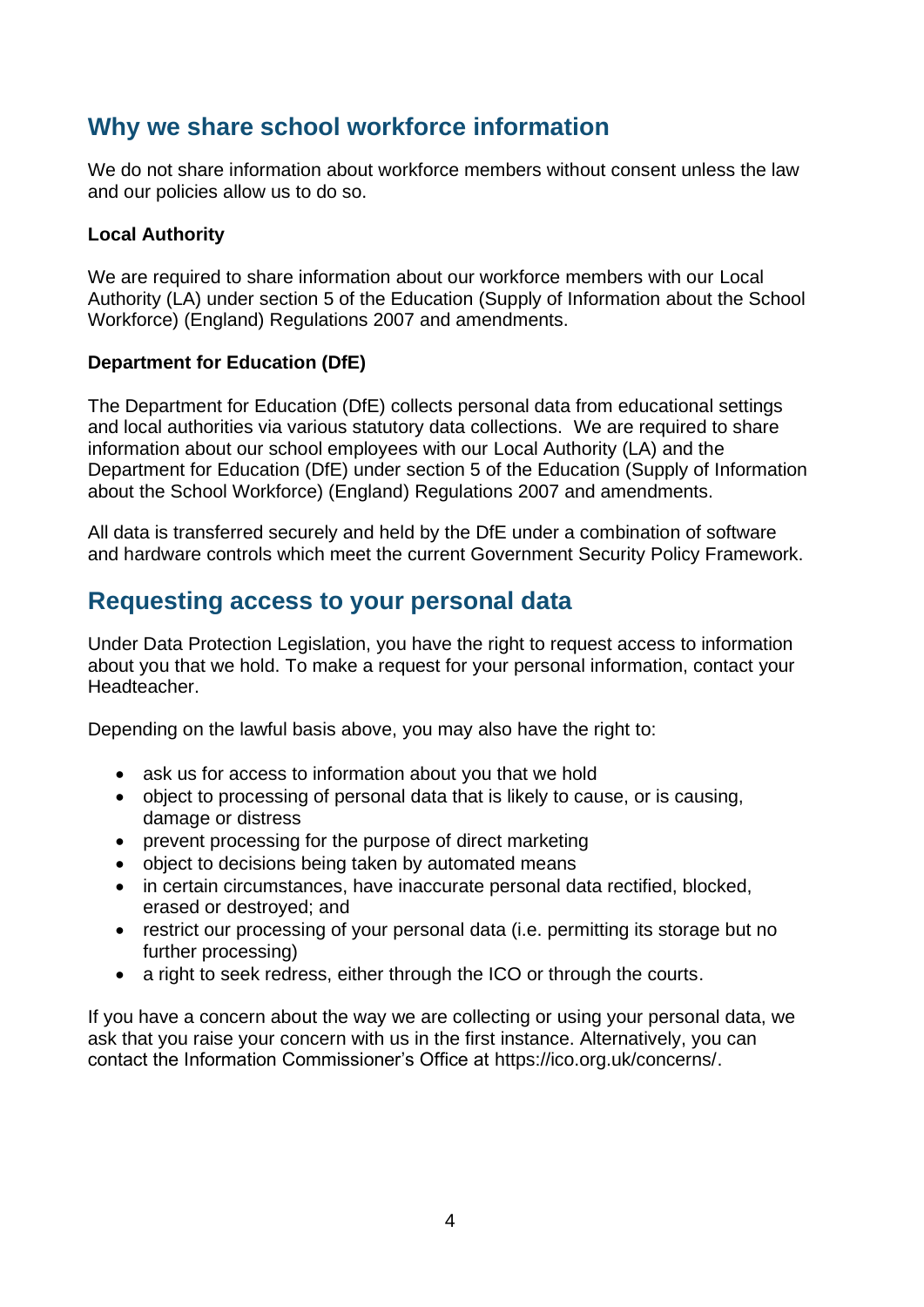## Why we share school workforce information

We do not share information about workforce members without consent unless the law and our policies allow us to do so.

**Local Authority**

We are required to share information about our workforce members with our Local Authority (LA) under section 5 of the Education (Supply of Information about the School Workforce) (England) Regulations 2007 and amendments.

**Department for Education (DfE)**

The Department for Education (DfE) collects personal data from educational settings and local authorities via various statutory data collections. We are required to share information about our school employees with our Local Authority (LA) and the Department for Education (DfE) under section 5 of the Education (Supply of Information about the School Workforce) (England) Regulations 2007 and amendments.

All data is transferred securely and held by the DfE under a combination of software and hardware controls which meet the current Government Security Policy Framework.

## Requesting access to your personal data

Under Data Protection Legislation, you have the right to request access to information about you that we hold. To make a request for your personal information, contact your Headteacher.

Depending on the lawful basis above, you may also have the right to:

- ask us for access to information about you that we hold
- object to processing of personal data that is likely to cause, or is causing, damage or distress
- prevent processing for the purpose of direct marketing
- object to decisions being taken by automated means
- in certain circumstances, have inaccurate personal data rectified, blocked, erased or destroyed; and
- restrict our processing of your personal data (i.e. permitting its storage but no further processing)
- a right to seek redress, either through the ICO or through the courts.

If you have a concern about the way we are collecting or using your personal data, we ask that you raise your concern with us in the first instance. Alternatively, you can contact the Information Commissioner's Office at https://ico.org.uk/concerns/.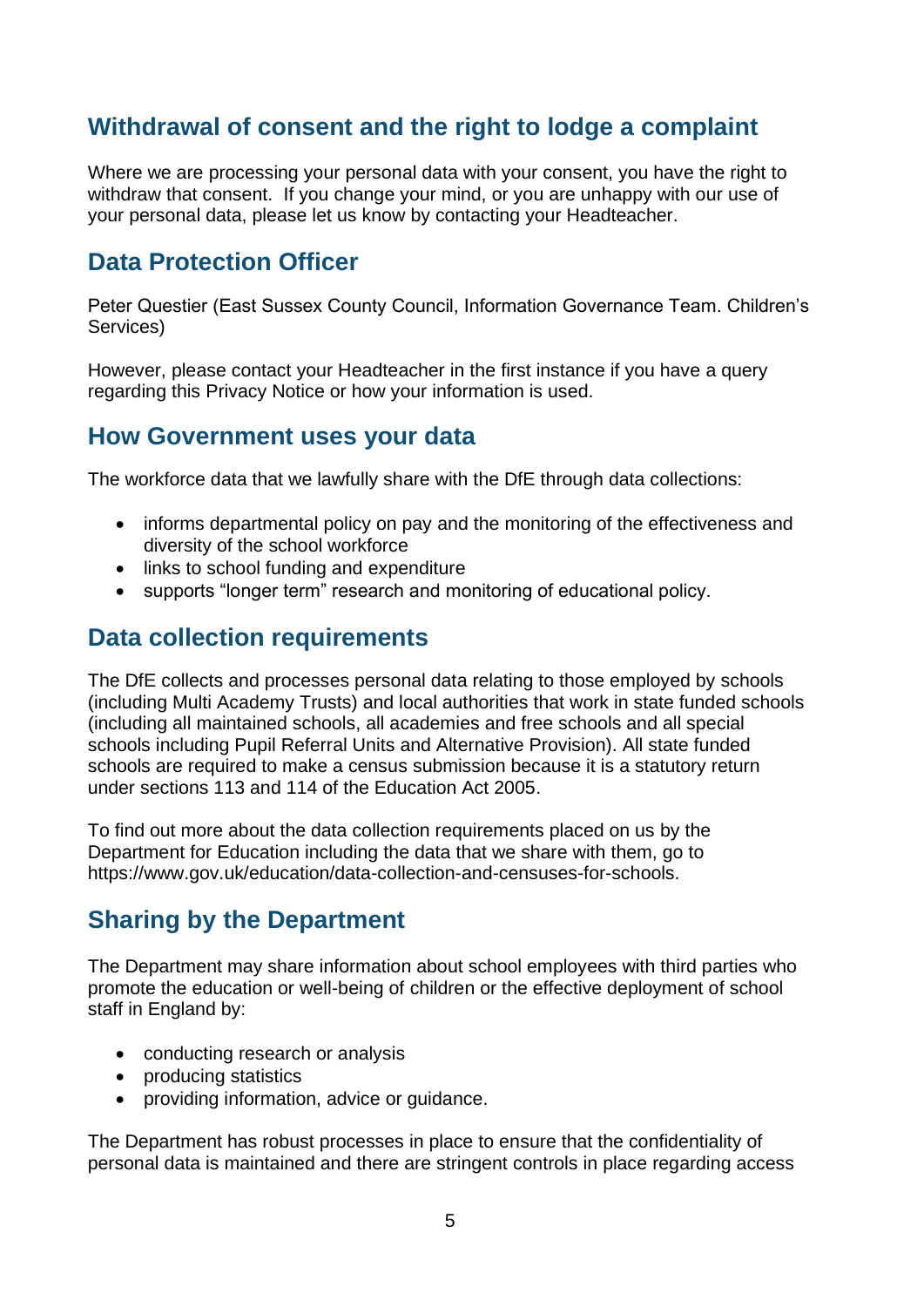## Withdrawal of consent and the right to lodge a complaint

Where we are processing your personal data with your consent, you have the right to withdraw that consent. If you change your mind, or you are unhappy with our use of your personal data, please let us know by contacting your Headteacher.

## Data Protection Officer

Peter Questier (East Sussex County Council, Information Governance Team. Children's Services)

However, please contact your Headteacher in the first instance if you have a query regarding this Privacy Notice or how your information is used.

## How Government uses your data

The workforce data that we lawfully share with the DfE through data collections:

- informs departmental policy on pay and the monitoring of the effectiveness and diversity of the school workforce
- links to school funding and expenditure
- supports "longer term" research and monitoring of educational policy.

## Data collection requirements

The DfE collects and processes personal data relating to those employed by schools (including Multi Academy Trusts) and local authorities that work in state funded schools (including all maintained schools, all academies and free schools and all special schools including Pupil Referral Units and Alternative Provision). All state funded schools are required to make a census submission because it is a statutory return under sections 113 and 114 of the Education Act 2005.

To find out more about the data collection requirements placed on us by the Department for Education including the data that we share with them, go to https://www.gov.uk/education/data-collection-and-censuses-for-schools.

## Sharing by the Department

The Department may share information about school employees with third parties who promote the education or well-being of children or the effective deployment of school staff in England by:

- conducting research or analysis
- producing statistics
- providing information, advice or guidance.

The Department has robust processes in place to ensure that the confidentiality of personal data is maintained and there are stringent controls in place regarding access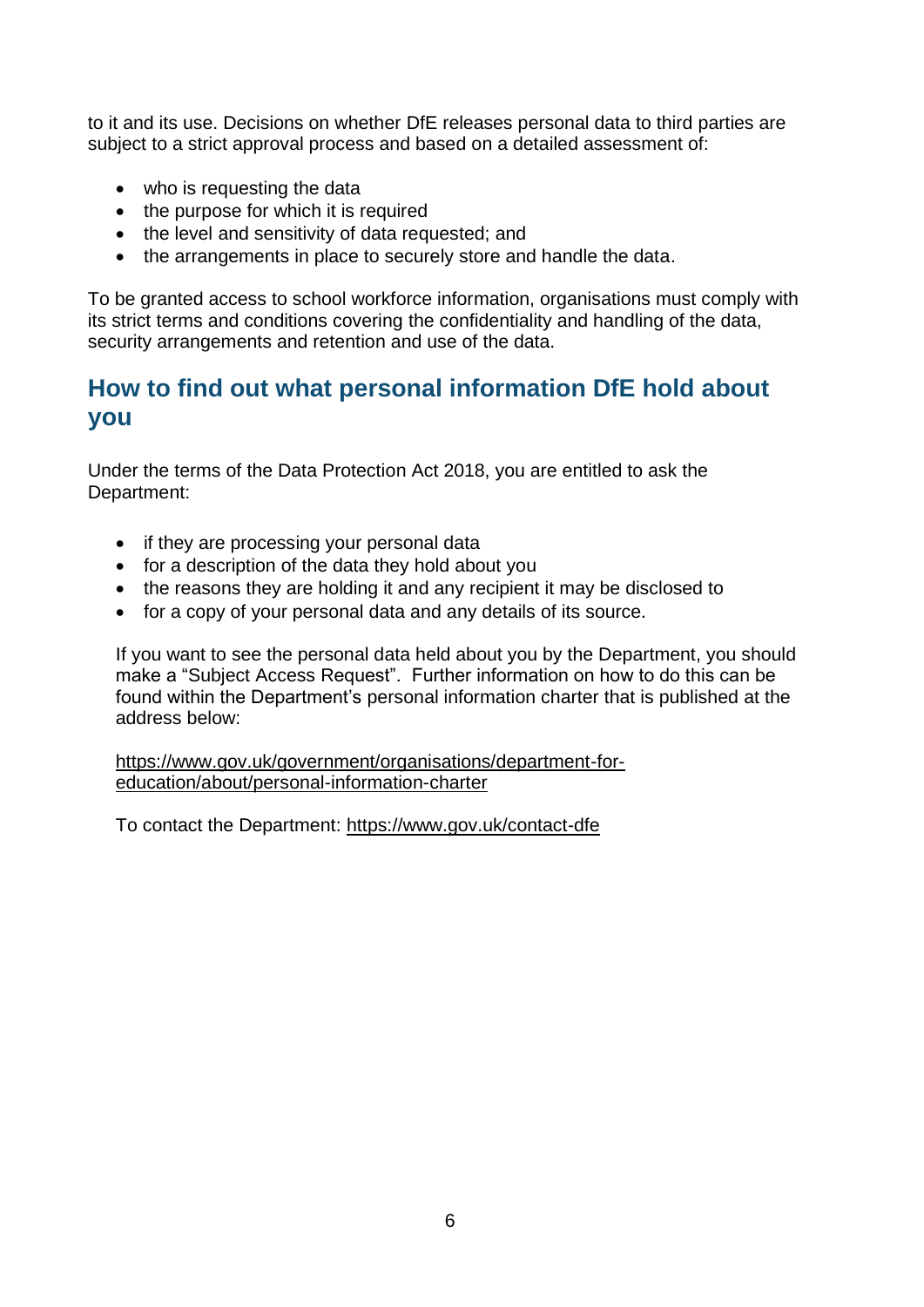to it and its use. Decisions on whether DfE releases personal data to third parties are subject to a strict approval process and based on a detailed assessment of:

- who is requesting the data
- the purpose for which it is required
- the level and sensitivity of data requested; and
- the arrangements in place to securely store and handle the data.

To be granted access to school workforce information, organisations must comply with its strict terms and conditions covering the confidentiality and handling of the data, security arrangements and retention and use of the data.

## How to find out what personal information DfE hold about you

Under the terms of the Data Protection Act 2018, you are entitled to ask the Department:

- if they are processing your personal data
- for a description of the data they hold about you
- the reasons they are holding it and any recipient it may be disclosed to
- for a copy of your personal data and any details of its source.

If you want to see the personal data held about you by the Department, you should make a "Subject Access Request". Further information on how to do this can be found within the Department's personal information charter that is published at the address below:

https://www.gov.uk/government/organisations/department-for-education/about/personal-information-charter

To contact the Department: https://www.gov.uk/contact-dfe